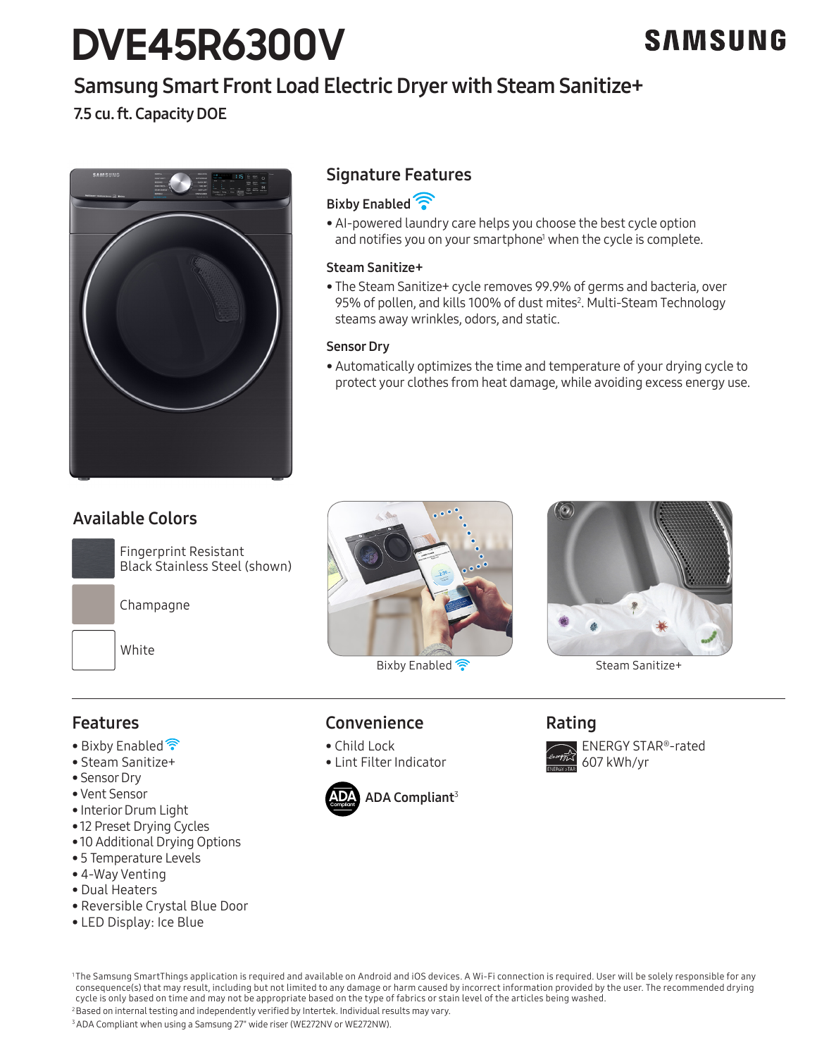# DVE45R6300V

SAMSUNG

## Samsung Smart Front Load Electric Dryer with Steam Sanitize+

7.5 cu. ft. Capacity DOE

## Signature Features

### Bixby Enabled

- AI-powered laundry care helps you choose the best cycle option and notifies you on your smartphone[1] when the cycle is complete.

### Steam Sanitize+

- The Steam Sanitize+ cycle removes 99.9% of germs and bacteria, over 95% of pollen, and kills 100% of dust mites[2]. Multi-Steam Technology steams away wrinkles, odors, and static.

### Sensor Dry

- Automatically optimizes the time and temperature of your drying cycle to protect your clothes from heat damage, while avoiding excess energy use.

## Available Colors

- Fingerprint Resistant Black Stainless Steel (shown)
- Champagne
- White

Bixby Enabled

Steam Sanitize+

## Features

- Bixby Enabled
- Steam Sanitize+
- Sensor Dry
- Vent Sensor
- Interior Drum Light
- 12 Preset Drying Cycles
- 10 Additional Drying Options
- 5 Temperature Levels
- 4-Way Venting
- Dual Heaters
- Reversible Crystal Blue Door
- LED Display: Ice Blue

## Convenience

- Child Lock
- Lint Filter Indicator

ADA Compliant[3]

## Rating

ENERGY STAR®-rated 607 kWh/yr

[1] The Samsung SmartThings application is required and available on Android and iOS devices. A Wi-Fi connection is required. User will be solely responsible for any consequence(s) that may result, including but not limited to any damage or harm caused by incorrect information provided by the user. The recommended drying cycle is only based on time and may not be appropriate based on the type of fabrics or stain level of the articles being washed.

[2] Based on internal testing and independently verified by Intertek. Individual results may vary.

[3] ADA Compliant when using a Samsung 27" wide riser (WE272NV or WE272NW).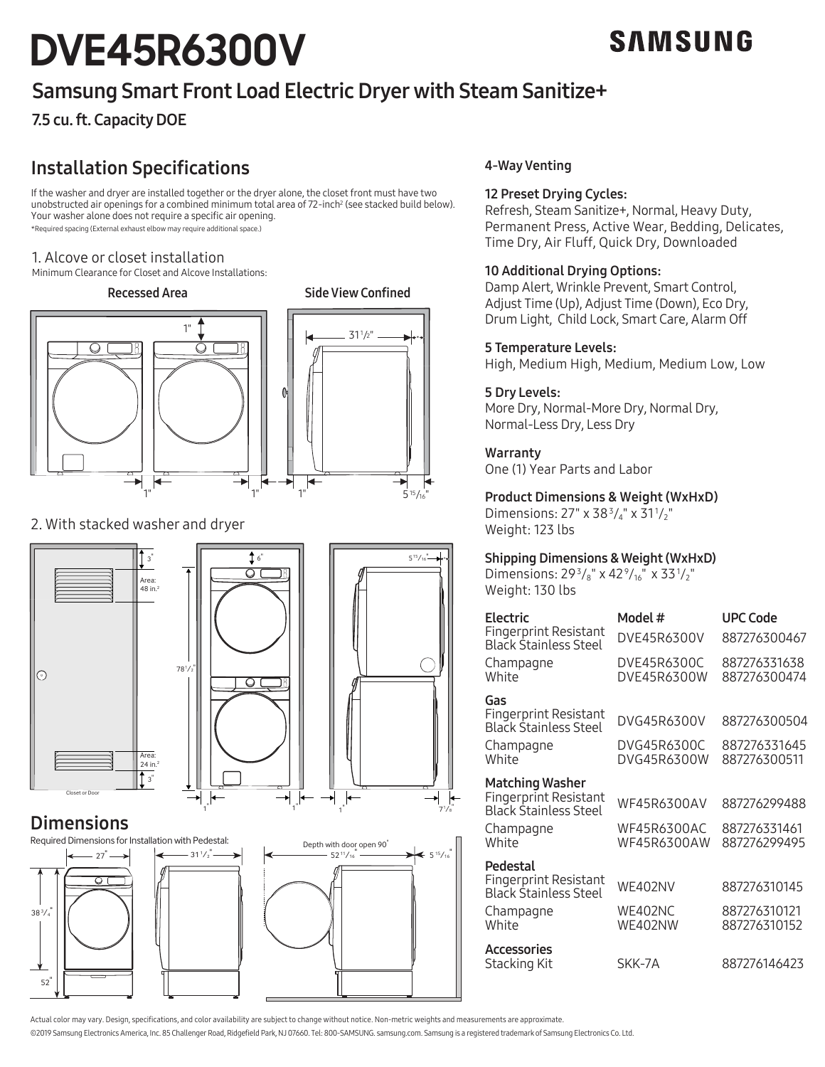# DVE45R6300V

SAMSUNG

## Samsung Smart Front Load Electric Dryer with Steam Sanitize+

7.5 cu. ft. Capacity DOE

## Installation Specifications

If the washer and dryer are installed together or the dryer alone, the closet front must have two unobstructed air openings for a combined minimum total area of 72-inch² (see stacked build below). Your washer alone does not require a specific air opening.

*Required spacing (External exhaust elbow may require additional space.)

### 1. Alcove or closet installation

Minimum Clearance for Closet and Alcove Installations:

Recessed Area

1"

1"

1"

Side View Confined

31 1/2"

1"

5 15/16"

### 2. With stacked washer and dryer

3"

Area: 48 in.²

Area: 24 in.²

3"

Closet or Door

6"

78 1/2"

1"

1"

5 15/16"

1"

7 1/8"

## Dimensions

Required Dimensions for Installation with Pedestal:

27"

38 3/4"

52"

31 1/2"

Depth with door open 90°

52 11/16"

5 15/16"

### 4-Way Venting

### 12 Preset Drying Cycles:

Refresh, Steam Sanitize+, Normal, Heavy Duty, Permanent Press, Active Wear, Bedding, Delicates, Time Dry, Air Fluff, Quick Dry, Downloaded

### 10 Additional Drying Options:

Damp Alert, Wrinkle Prevent, Smart Control, Adjust Time (Up), Adjust Time (Down), Eco Dry, Drum Light, Child Lock, Smart Care, Alarm Off

### 5 Temperature Levels:

High, Medium High, Medium, Medium Low, Low

### 5 Dry Levels:

More Dry, Normal-More Dry, Normal Dry, Normal-Less Dry, Less Dry

### Warranty

One (1) Year Parts and Labor

### Product Dimensions & Weight (WxHxD)

Dimensions: 27" x 38 3/4" x 31 1/2"
Weight: 123 lbs

### Shipping Dimensions & Weight (WxHxD)

Dimensions: 29 3/8" x 42 9/16" x 33 1/2"
Weight: 130 lbs

| Electric | Model # | UPC Code |
|---|---|---|
| Fingerprint Resistant Black Stainless Steel | DVE45R6300V | 887276300467 |
| Champagne | DVE45R6300C | 887276331638 |
| White | DVE45R6300W | 887276300474 |
| **Gas** | | |
| Fingerprint Resistant Black Stainless Steel | DVG45R6300V | 887276300504 |
| Champagne | DVG45R6300C | 887276331645 |
| White | DVG45R6300W | 887276300511 |
| **Matching Washer** | | |
| Fingerprint Resistant Black Stainless Steel | WF45R6300AV | 887276299488 |
| Champagne | WF45R6300AC | 887276331461 |
| White | WF45R6300AW | 887276299495 |
| **Pedestal** | | |
| Fingerprint Resistant Black Stainless Steel | WE402NV | 887276310145 |
| Champagne | WE402NC | 887276310121 |
| White | WE402NW | 887276310152 |
| **Accessories** | | |
| Stacking Kit | SKK-7A | 887276146423 |

Actual color may vary. Design, specifications, and color availability are subject to change without notice. Non-metric weights and measurements are approximate.

©2019 Samsung Electronics America, Inc. 85 Challenger Road, Ridgefield Park, NJ 07660. Tel: 800-SAMSUNG. samsung.com. Samsung is a registered trademark of Samsung Electronics Co. Ltd.